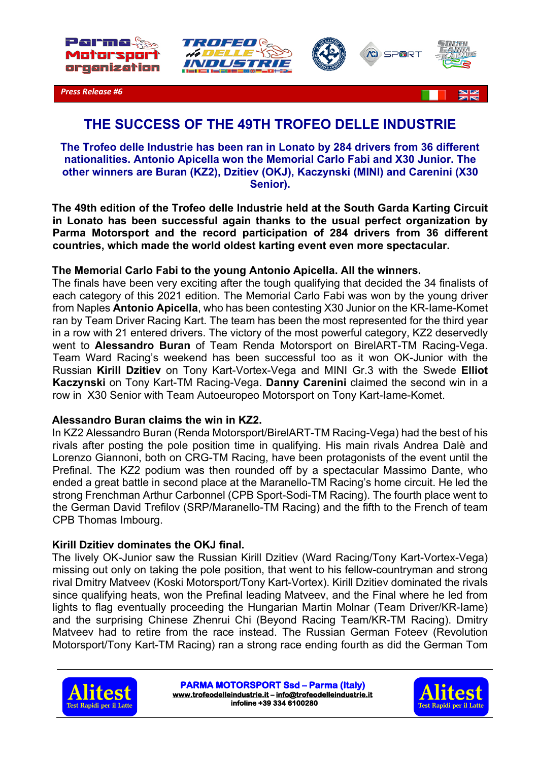*Press Release #6*

# THE SUCCESS OF THE 49TH TROFEO DELLE INDUSTRIE

**The Trofeo delle Industrie has been ran in Lonato by 284 drivers from 36 different nationalities. Antonio Apicella won the Memorial Carlo Fabi and X30 Junior. The other winners are Buran (KZ2), Dzitiev (OKJ), Kaczynski (MINI) and Carenini (X30 Senior).**

**The 49th edition of the Trofeo delle Industrie held at the South Garda Karting Circuit in Lonato has been successful again thanks to the usual perfect organization by Parma Motorsport and the record participation of 284 drivers from 36 different countries, which made the world oldest karting event even more spectacular.**

**The Memorial Carlo Fabi to the young Antonio Apicella. All the winners.**

The finals have been very exciting after the tough qualifying that decided the 34 finalists of each category of this 2021 edition. The Memorial Carlo Fabi was won by the young driver from Naples **Antonio Apicella**, who has been contesting X30 Junior on the KR-Iame-Komet ran by Team Driver Racing Kart. The team has been the most represented for the third year in a row with 21 entered drivers. The victory of the most powerful category, KZ2 deservedly went to **Alessandro Buran** of Team Renda Motorsport on BirelART-TM Racing-Vega. Team Ward Racing's weekend has been successful too as it won OK-Junior with the Russian **Kirill Dzitiev** on Tony Kart-Vortex-Vega and MINI Gr.3 with the Swede **Elliot Kaczynski** on Tony Kart-TM Racing-Vega. **Danny Carenini** claimed the second win in a row in X30 Senior with Team Autoeuropeo Motorsport on Tony Kart-Iame-Komet.

**Alessandro Buran claims the win in KZ2.**

In KZ2 Alessandro Buran (Renda Motorsport/BirelART-TM Racing-Vega) had the best of his rivals after posting the pole position time in qualifying. His main rivals Andrea Dalè and Lorenzo Giannoni, both on CRG-TM Racing, have been protagonists of the event until the Prefinal. The KZ2 podium was then rounded off by a spectacular Massimo Dante, who ended a great battle in second place at the Maranello-TM Racing's home circuit. He led the strong Frenchman Arthur Carbonnel (CPB Sport-Sodi-TM Racing). The fourth place went to the German David Trefilov (SRP/Maranello-TM Racing) and the fifth to the French of team CPB Thomas Imbourg.

**Kirill Dzitiev dominates the OKJ final.**

The lively OK-Junior saw the Russian Kirill Dzitiev (Ward Racing/Tony Kart-Vortex-Vega) missing out only on taking the pole position, that went to his fellow-countryman and strong rival Dmitry Matveev (Koski Motorsport/Tony Kart-Vortex). Kirill Dzitiev dominated the rivals since qualifying heats, won the Prefinal leading Matveev, and the Final where he led from lights to flag eventually proceeding the Hungarian Martin Molnar (Team Driver/KR-Iame) and the surprising Chinese Zhenrui Chi (Beyond Racing Team/KR-TM Racing). Dmitry Matveev had to retire from the race instead. The Russian German Foteev (Revolution Motorsport/Tony Kart-TM Racing) ran a strong race ending fourth as did the German Tom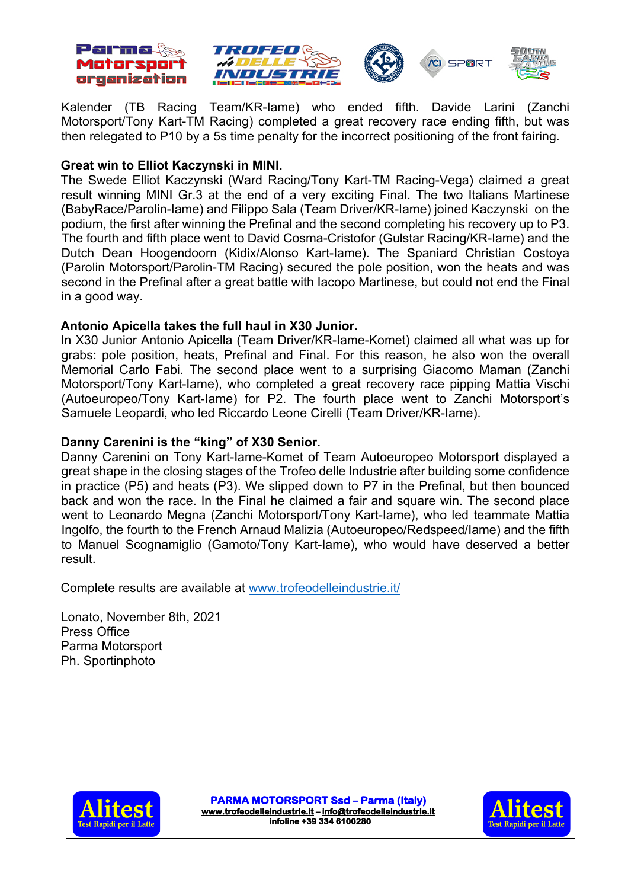Kalender (TB Racing Team/KR-Iame) who ended fifth. Davide Larini (Zanchi Motorsport/Tony Kart-TM Racing) completed a great recovery race ending fifth, but was then relegated to P10 by a 5s time penalty for the incorrect positioning of the front fairing.

**Great win to Elliot Kaczynski in MINI.**
The Swede Elliot Kaczynski (Ward Racing/Tony Kart-TM Racing-Vega) claimed a great result winning MINI Gr.3 at the end of a very exciting Final. The two Italians Martinese (BabyRace/Parolin-Iame) and Filippo Sala (Team Driver/KR-Iame) joined Kaczynski on the podium, the first after winning the Prefinal and the second completing his recovery up to P3. The fourth and fifth place went to David Cosma-Cristofor (Gulstar Racing/KR-Iame) and the Dutch Dean Hoogendoorn (Kidix/Alonso Kart-Iame). The Spaniard Christian Costoya (Parolin Motorsport/Parolin-TM Racing) secured the pole position, won the heats and was second in the Prefinal after a great battle with Iacopo Martinese, but could not end the Final in a good way.

**Antonio Apicella takes the full haul in X30 Junior.**
In X30 Junior Antonio Apicella (Team Driver/KR-Iame-Komet) claimed all what was up for grabs: pole position, heats, Prefinal and Final. For this reason, he also won the overall Memorial Carlo Fabi. The second place went to a surprising Giacomo Maman (Zanchi Motorsport/Tony Kart-Iame), who completed a great recovery race pipping Mattia Vischi (Autoeuropeo/Tony Kart-Iame) for P2. The fourth place went to Zanchi Motorsport's Samuele Leopardi, who led Riccardo Leone Cirelli (Team Driver/KR-Iame).

**Danny Carenini is the "king" of X30 Senior.**
Danny Carenini on Tony Kart-Iame-Komet of Team Autoeuropeo Motorsport displayed a great shape in the closing stages of the Trofeo delle Industrie after building some confidence in practice (P5) and heats (P3). We slipped down to P7 in the Prefinal, but then bounced back and won the race. In the Final he claimed a fair and square win. The second place went to Leonardo Megna (Zanchi Motorsport/Tony Kart-Iame), who led teammate Mattia Ingolfo, the fourth to the French Arnaud Malizia (Autoeuropeo/Redspeed/Iame) and the fifth to Manuel Scognamiglio (Gamoto/Tony Kart-Iame), who would have deserved a better result.

Complete results are available at www.trofeodelleindustrie.it/

Lonato, November 8th, 2021
Press Office
Parma Motorsport
Ph. Sportinphoto